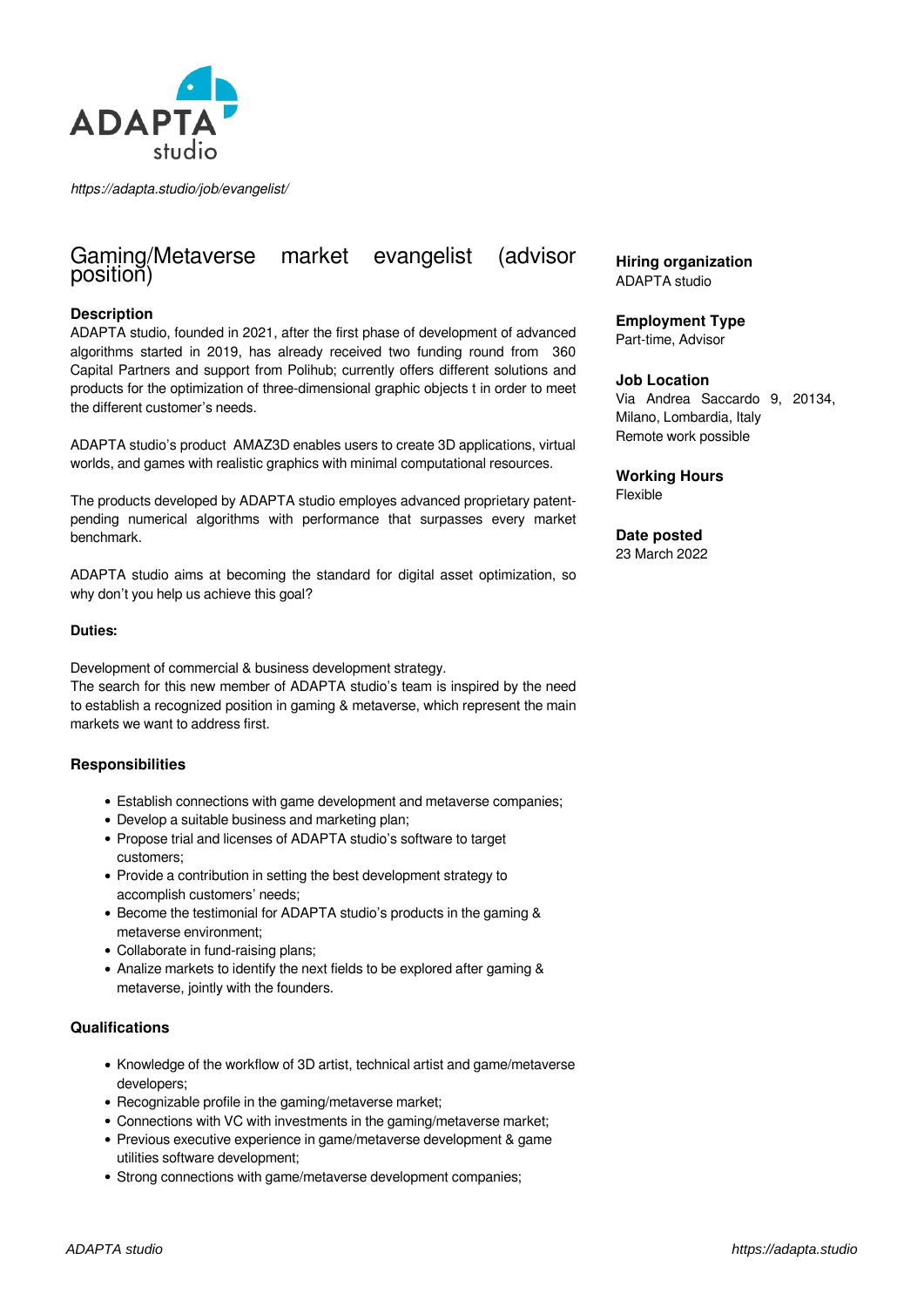*https://adapta.studio/job/evangelist/*

# Gaming/Metaverse market evangelist (advisor position)

**Hiring organization**
ADAPTA studio

**Employment Type**
Part-time, Advisor

**Job Location**
Via Andrea Saccardo 9, 20134, Milano, Lombardia, Italy
Remote work possible

**Working Hours**
Flexible

**Date posted**
23 March 2022

### Description

ADAPTA studio, founded in 2021, after the first phase of development of advanced algorithms started in 2019, has already received two funding round from 360 Capital Partners and support from Polihub; currently offers different solutions and products for the optimization of three-dimensional graphic objects t in order to meet the different customer's needs.

ADAPTA studio's product AMAZ3D enables users to create 3D applications, virtual worlds, and games with realistic graphics with minimal computational resources.

The products developed by ADAPTA studio employes advanced proprietary patent-pending numerical algorithms with performance that surpasses every market benchmark.

ADAPTA studio aims at becoming the standard for digital asset optimization, so why don't you help us achieve this goal?

**Duties:**

Development of commercial & business development strategy.
The search for this new member of ADAPTA studio's team is inspired by the need to establish a recognized position in gaming & metaverse, which represent the main markets we want to address first.

### Responsibilities

- Establish connections with game development and metaverse companies;
- Develop a suitable business and marketing plan;
- Propose trial and licenses of ADAPTA studio's software to target customers;
- Provide a contribution in setting the best development strategy to accomplish customers' needs;
- Become the testimonial for ADAPTA studio's products in the gaming & metaverse environment;
- Collaborate in fund-raising plans;
- Analize markets to identify the next fields to be explored after gaming & metaverse, jointly with the founders.

### Qualifications

- Knowledge of the workflow of 3D artist, technical artist and game/metaverse developers;
- Recognizable profile in the gaming/metaverse market;
- Connections with VC with investments in the gaming/metaverse market;
- Previous executive experience in game/metaverse development & game utilities software development;
- Strong connections with game/metaverse development companies;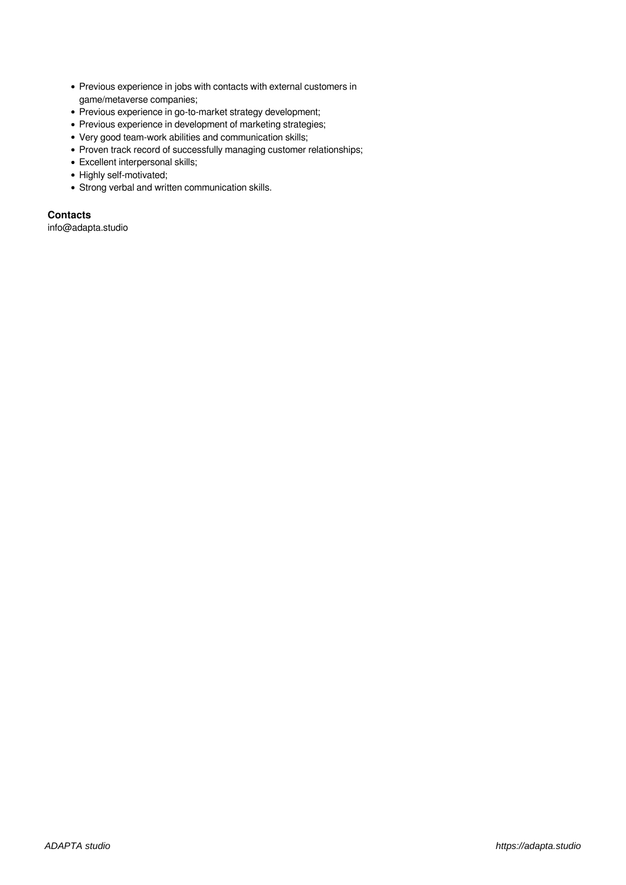- Previous experience in jobs with contacts with external customers in game/metaverse companies;
- Previous experience in go-to-market strategy development;
- Previous experience in development of marketing strategies;
- Very good team-work abilities and communication skills;
- Proven track record of successfully managing customer relationships;
- Excellent interpersonal skills;
- Highly self-motivated;
- Strong verbal and written communication skills.

**Contacts**

info@adapta.studio